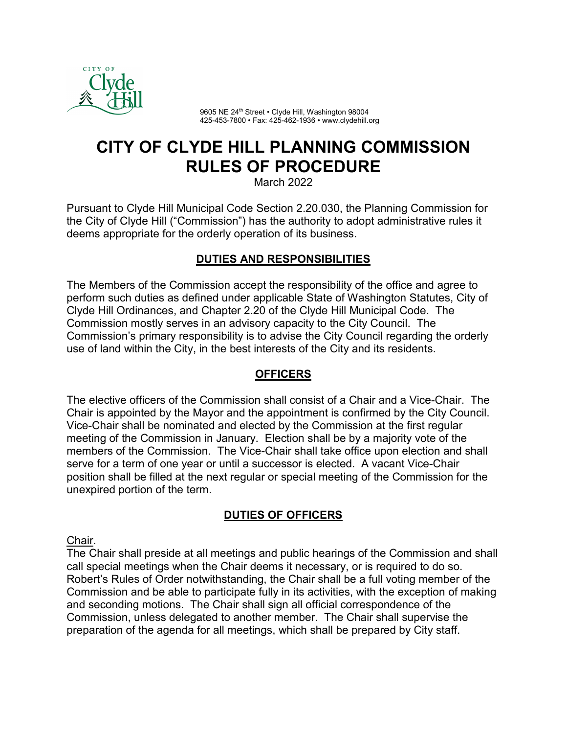9605 NE 24th Street • Clyde Hill, Washington 98004
425-453-7800 • Fax: 425-462-1936 • www.clydehill.org

# CITY OF CLYDE HILL PLANNING COMMISSION RULES OF PROCEDURE

March 2022

Pursuant to Clyde Hill Municipal Code Section 2.20.030, the Planning Commission for the City of Clyde Hill ("Commission") has the authority to adopt administrative rules it deems appropriate for the orderly operation of its business.

## DUTIES AND RESPONSIBILITIES

The Members of the Commission accept the responsibility of the office and agree to perform such duties as defined under applicable State of Washington Statutes, City of Clyde Hill Ordinances, and Chapter 2.20 of the Clyde Hill Municipal Code. The Commission mostly serves in an advisory capacity to the City Council. The Commission's primary responsibility is to advise the City Council regarding the orderly use of land within the City, in the best interests of the City and its residents.

## OFFICERS

The elective officers of the Commission shall consist of a Chair and a Vice-Chair. The Chair is appointed by the Mayor and the appointment is confirmed by the City Council. Vice-Chair shall be nominated and elected by the Commission at the first regular meeting of the Commission in January. Election shall be by a majority vote of the members of the Commission. The Vice-Chair shall take office upon election and shall serve for a term of one year or until a successor is elected. A vacant Vice-Chair position shall be filled at the next regular or special meeting of the Commission for the unexpired portion of the term.

## DUTIES OF OFFICERS

Chair.

The Chair shall preside at all meetings and public hearings of the Commission and shall call special meetings when the Chair deems it necessary, or is required to do so. Robert's Rules of Order notwithstanding, the Chair shall be a full voting member of the Commission and be able to participate fully in its activities, with the exception of making and seconding motions. The Chair shall sign all official correspondence of the Commission, unless delegated to another member. The Chair shall supervise the preparation of the agenda for all meetings, which shall be prepared by City staff.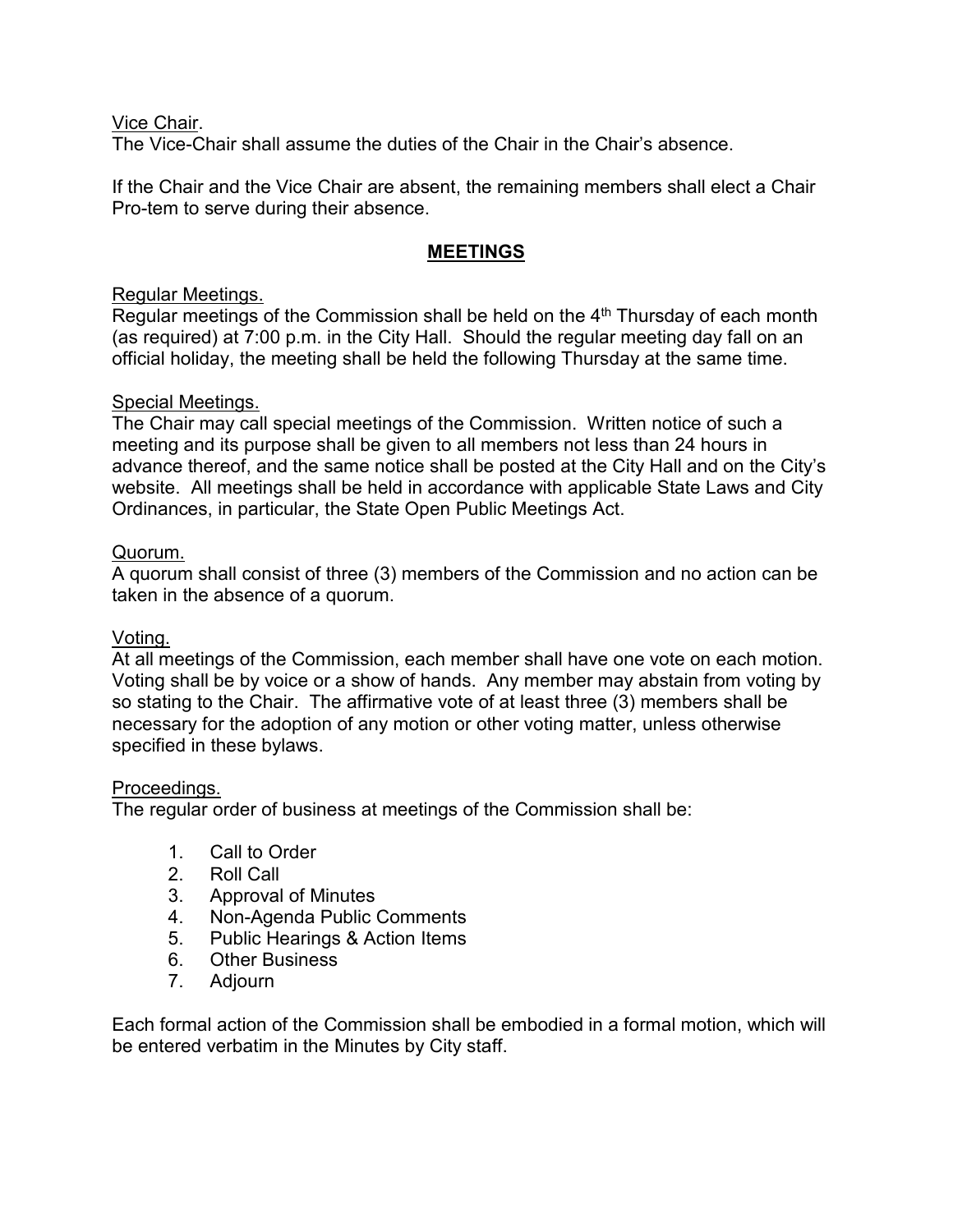Vice Chair.
The Vice-Chair shall assume the duties of the Chair in the Chair's absence.

If the Chair and the Vice Chair are absent, the remaining members shall elect a Chair Pro-tem to serve during their absence.

## MEETINGS

Regular Meetings.
Regular meetings of the Commission shall be held on the 4th Thursday of each month (as required) at 7:00 p.m. in the City Hall. Should the regular meeting day fall on an official holiday, the meeting shall be held the following Thursday at the same time.

Special Meetings.
The Chair may call special meetings of the Commission. Written notice of such a meeting and its purpose shall be given to all members not less than 24 hours in advance thereof, and the same notice shall be posted at the City Hall and on the City's website. All meetings shall be held in accordance with applicable State Laws and City Ordinances, in particular, the State Open Public Meetings Act.

Quorum.
A quorum shall consist of three (3) members of the Commission and no action can be taken in the absence of a quorum.

Voting.
At all meetings of the Commission, each member shall have one vote on each motion. Voting shall be by voice or a show of hands. Any member may abstain from voting by so stating to the Chair. The affirmative vote of at least three (3) members shall be necessary for the adoption of any motion or other voting matter, unless otherwise specified in these bylaws.

Proceedings.
The regular order of business at meetings of the Commission shall be:

1. Call to Order
2. Roll Call
3. Approval of Minutes
4. Non-Agenda Public Comments
5. Public Hearings & Action Items
6. Other Business
7. Adjourn

Each formal action of the Commission shall be embodied in a formal motion, which will be entered verbatim in the Minutes by City staff.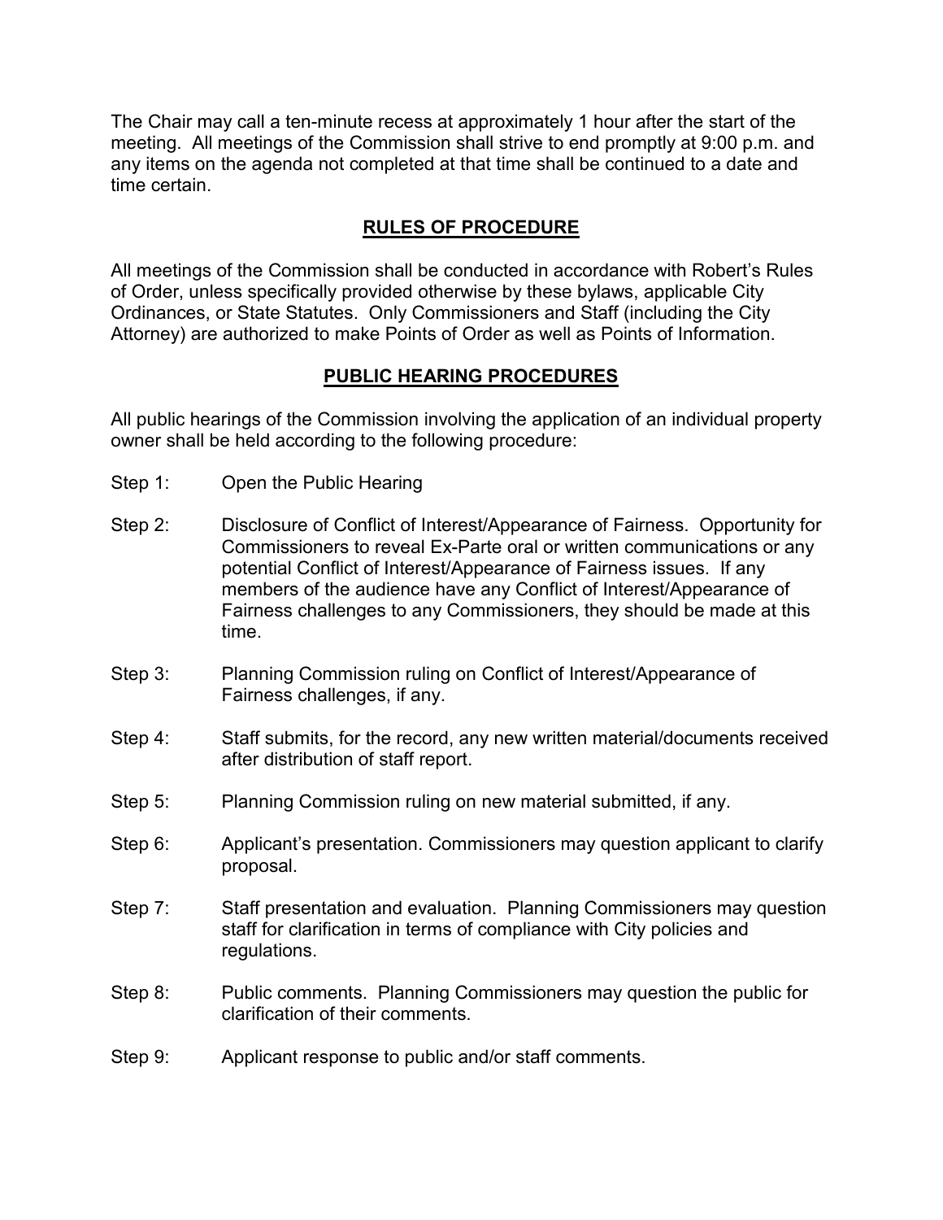The Chair may call a ten-minute recess at approximately 1 hour after the start of the meeting. All meetings of the Commission shall strive to end promptly at 9:00 p.m. and any items on the agenda not completed at that time shall be continued to a date and time certain.

## RULES OF PROCEDURE

All meetings of the Commission shall be conducted in accordance with Robert's Rules of Order, unless specifically provided otherwise by these bylaws, applicable City Ordinances, or State Statutes. Only Commissioners and Staff (including the City Attorney) are authorized to make Points of Order as well as Points of Information.

## PUBLIC HEARING PROCEDURES

All public hearings of the Commission involving the application of an individual property owner shall be held according to the following procedure:

Step 1: Open the Public Hearing

Step 2: Disclosure of Conflict of Interest/Appearance of Fairness. Opportunity for Commissioners to reveal Ex-Parte oral or written communications or any potential Conflict of Interest/Appearance of Fairness issues. If any members of the audience have any Conflict of Interest/Appearance of Fairness challenges to any Commissioners, they should be made at this time.

Step 3: Planning Commission ruling on Conflict of Interest/Appearance of Fairness challenges, if any.

Step 4: Staff submits, for the record, any new written material/documents received after distribution of staff report.

Step 5: Planning Commission ruling on new material submitted, if any.

Step 6: Applicant's presentation. Commissioners may question applicant to clarify proposal.

Step 7: Staff presentation and evaluation. Planning Commissioners may question staff for clarification in terms of compliance with City policies and regulations.

Step 8: Public comments. Planning Commissioners may question the public for clarification of their comments.

Step 9: Applicant response to public and/or staff comments.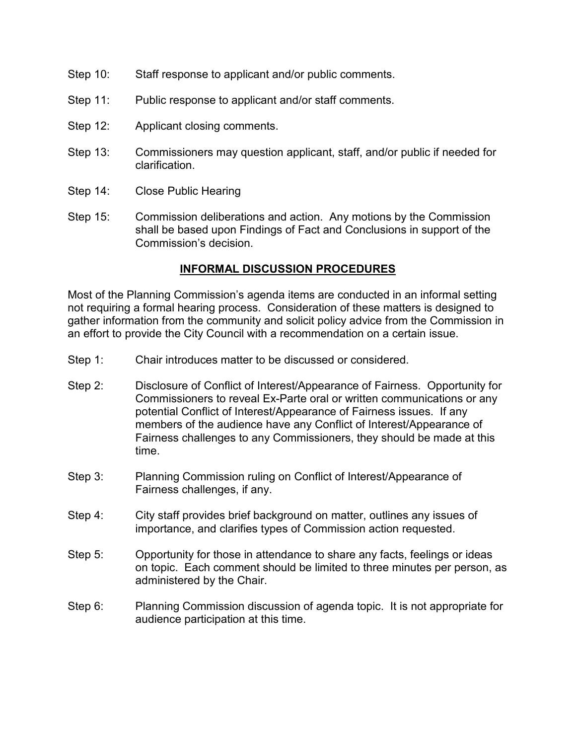Step 10: Staff response to applicant and/or public comments.

Step 11: Public response to applicant and/or staff comments.

Step 12: Applicant closing comments.

Step 13: Commissioners may question applicant, staff, and/or public if needed for clarification.

Step 14: Close Public Hearing

Step 15: Commission deliberations and action. Any motions by the Commission shall be based upon Findings of Fact and Conclusions in support of the Commission's decision.

## **INFORMAL DISCUSSION PROCEDURES**

Most of the Planning Commission's agenda items are conducted in an informal setting not requiring a formal hearing process. Consideration of these matters is designed to gather information from the community and solicit policy advice from the Commission in an effort to provide the City Council with a recommendation on a certain issue.

Step 1: Chair introduces matter to be discussed or considered.

Step 2: Disclosure of Conflict of Interest/Appearance of Fairness. Opportunity for Commissioners to reveal Ex-Parte oral or written communications or any potential Conflict of Interest/Appearance of Fairness issues. If any members of the audience have any Conflict of Interest/Appearance of Fairness challenges to any Commissioners, they should be made at this time.

Step 3: Planning Commission ruling on Conflict of Interest/Appearance of Fairness challenges, if any.

Step 4: City staff provides brief background on matter, outlines any issues of importance, and clarifies types of Commission action requested.

Step 5: Opportunity for those in attendance to share any facts, feelings or ideas on topic. Each comment should be limited to three minutes per person, as administered by the Chair.

Step 6: Planning Commission discussion of agenda topic. It is not appropriate for audience participation at this time.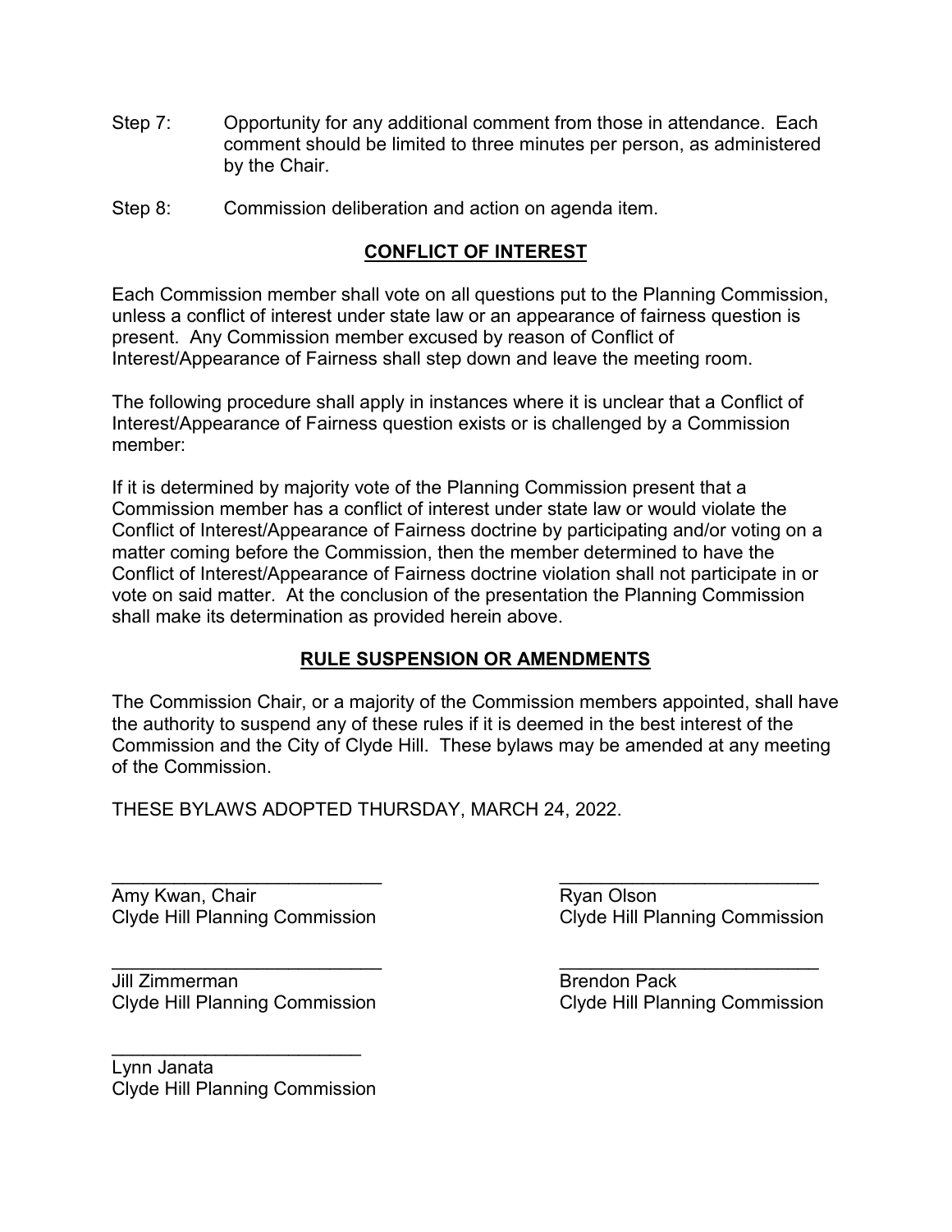Step 7: Opportunity for any additional comment from those in attendance. Each comment should be limited to three minutes per person, as administered by the Chair.

Step 8: Commission deliberation and action on agenda item.

## CONFLICT OF INTEREST

Each Commission member shall vote on all questions put to the Planning Commission, unless a conflict of interest under state law or an appearance of fairness question is present. Any Commission member excused by reason of Conflict of Interest/Appearance of Fairness shall step down and leave the meeting room.

The following procedure shall apply in instances where it is unclear that a Conflict of Interest/Appearance of Fairness question exists or is challenged by a Commission member:

If it is determined by majority vote of the Planning Commission present that a Commission member has a conflict of interest under state law or would violate the Conflict of Interest/Appearance of Fairness doctrine by participating and/or voting on a matter coming before the Commission, then the member determined to have the Conflict of Interest/Appearance of Fairness doctrine violation shall not participate in or vote on said matter. At the conclusion of the presentation the Planning Commission shall make its determination as provided herein above.

## RULE SUSPENSION OR AMENDMENTS

The Commission Chair, or a majority of the Commission members appointed, shall have the authority to suspend any of these rules if it is deemed in the best interest of the Commission and the City of Clyde Hill. These bylaws may be amended at any meeting of the Commission.

THESE BYLAWS ADOPTED THURSDAY, MARCH 24, 2022.

___________________________
Amy Kwan, Chair
Clyde Hill Planning Commission

___________________________
Ryan Olson
Clyde Hill Planning Commission

___________________________
Jill Zimmerman
Clyde Hill Planning Commission

___________________________
Brendon Pack
Clyde Hill Planning Commission

___________________________
Lynn Janata
Clyde Hill Planning Commission